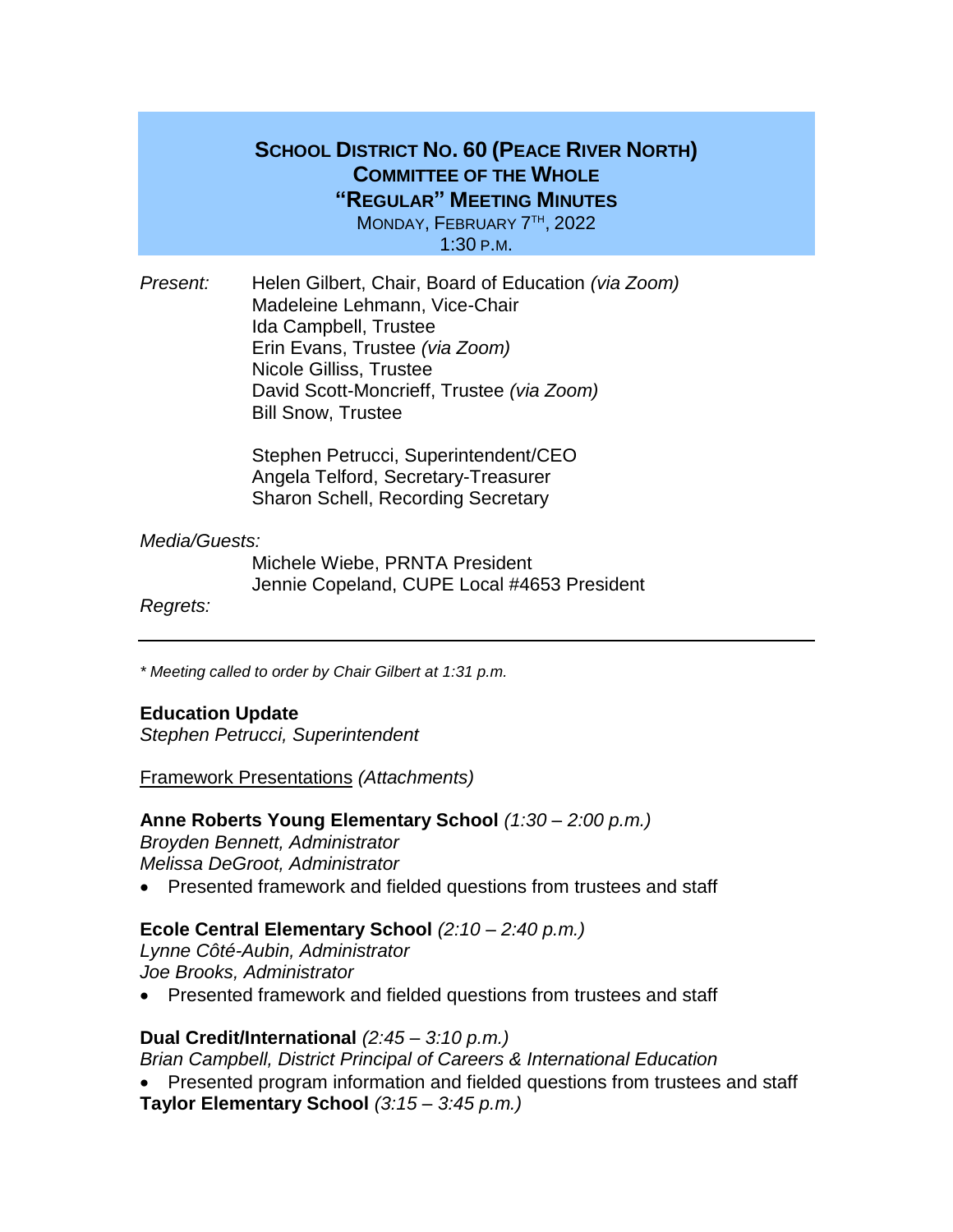# School District No. 60 (Peace River North)
## Committee of the Whole
## "Regular" Meeting Minutes

Monday, February 7th, 2022
1:30 p.m.

*Present:*

Helen Gilbert, Chair, Board of Education *(via Zoom)*
Madeleine Lehmann, Vice-Chair
Ida Campbell, Trustee
Erin Evans, Trustee *(via Zoom)*
Nicole Gilliss, Trustee
David Scott-Moncrieff, Trustee *(via Zoom)*
Bill Snow, Trustee

Stephen Petrucci, Superintendent/CEO
Angela Telford, Secretary-Treasurer
Sharon Schell, Recording Secretary

*Media/Guests:*

Michele Wiebe, PRNTA President
Jennie Copeland, CUPE Local #4653 President

*Regrets:*

---

*\* Meeting called to order by Chair Gilbert at 1:31 p.m.*

**Education Update**
*Stephen Petrucci, Superintendent*

Framework Presentations *(Attachments)*

**Anne Roberts Young Elementary School** *(1:30 – 2:00 p.m.)*
*Broyden Bennett, Administrator*
*Melissa DeGroot, Administrator*

- Presented framework and fielded questions from trustees and staff

**Ecole Central Elementary School** *(2:10 – 2:40 p.m.)*
*Lynne Côté-Aubin, Administrator*
*Joe Brooks, Administrator*

- Presented framework and fielded questions from trustees and staff

**Dual Credit/International** *(2:45 – 3:10 p.m.)*
*Brian Campbell, District Principal of Careers & International Education*

- Presented program information and fielded questions from trustees and staff

**Taylor Elementary School** *(3:15 – 3:45 p.m.)*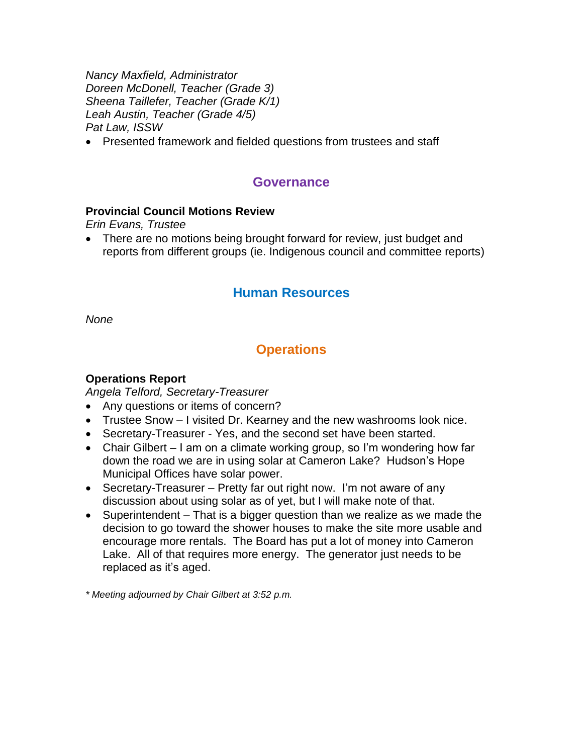*Nancy Maxfield, Administrator*
*Doreen McDonell, Teacher (Grade 3)*
*Sheena Taillefer, Teacher (Grade K/1)*
*Leah Austin, Teacher (Grade 4/5)*
*Pat Law, ISSW*

- Presented framework and fielded questions from trustees and staff

## Governance

**Provincial Council Motions Review**
*Erin Evans, Trustee*

- There are no motions being brought forward for review, just budget and reports from different groups (ie. Indigenous council and committee reports)

## Human Resources

*None*

## Operations

**Operations Report**
*Angela Telford, Secretary-Treasurer*

- Any questions or items of concern?
- Trustee Snow – I visited Dr. Kearney and the new washrooms look nice.
- Secretary-Treasurer - Yes, and the second set have been started.
- Chair Gilbert – I am on a climate working group, so I'm wondering how far down the road we are in using solar at Cameron Lake? Hudson's Hope Municipal Offices have solar power.
- Secretary-Treasurer – Pretty far out right now. I'm not aware of any discussion about using solar as of yet, but I will make note of that.
- Superintendent – That is a bigger question than we realize as we made the decision to go toward the shower houses to make the site more usable and encourage more rentals. The Board has put a lot of money into Cameron Lake. All of that requires more energy. The generator just needs to be replaced as it's aged.

*\* Meeting adjourned by Chair Gilbert at 3:52 p.m.*